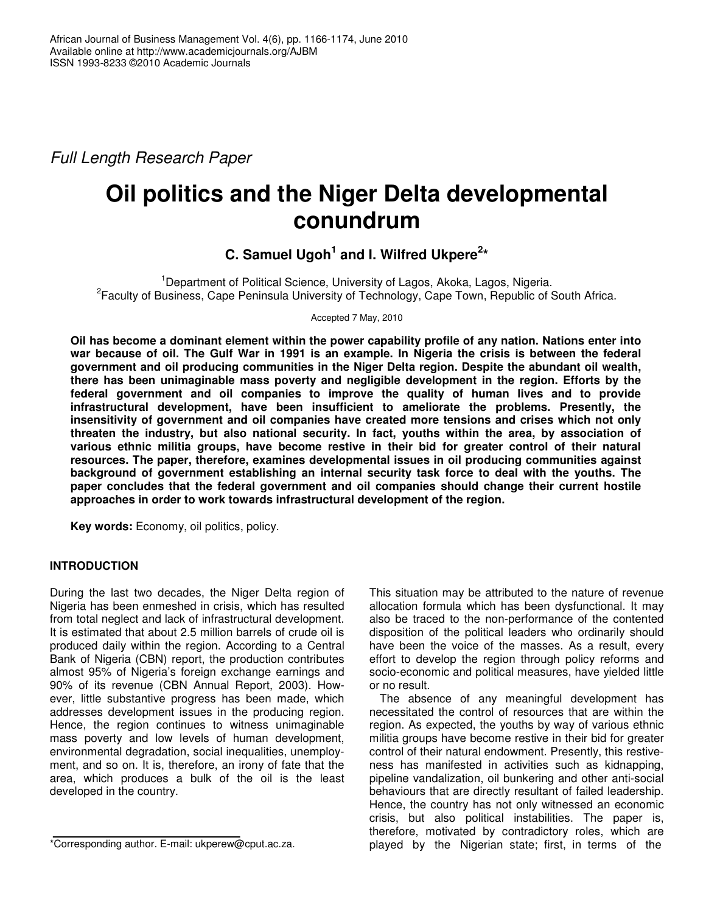*Full Length Research Paper*

# Oil politics and the Niger Delta developmental conundrum

**C. Samuel Ugoh[1] and I. Wilfred Ukpere[2]***

[1]Department of Political Science, University of Lagos, Akoka, Lagos, Nigeria.
[2]Faculty of Business, Cape Peninsula University of Technology, Cape Town, Republic of South Africa.

Accepted 7 May, 2010

**Oil has become a dominant element within the power capability profile of any nation. Nations enter into war because of oil. The Gulf War in 1991 is an example. In Nigeria the crisis is between the federal government and oil producing communities in the Niger Delta region. Despite the abundant oil wealth, there has been unimaginable mass poverty and negligible development in the region. Efforts by the federal government and oil companies to improve the quality of human lives and to provide infrastructural development, have been insufficient to ameliorate the problems. Presently, the insensitivity of government and oil companies have created more tensions and crises which not only threaten the industry, but also national security. In fact, youths within the area, by association of various ethnic militia groups, have become restive in their bid for greater control of their natural resources. The paper, therefore, examines developmental issues in oil producing communities against background of government establishing an internal security task force to deal with the youths. The paper concludes that the federal government and oil companies should change their current hostile approaches in order to work towards infrastructural development of the region.**

**Key words:** Economy, oil politics, policy.

## INTRODUCTION

During the last two decades, the Niger Delta region of Nigeria has been enmeshed in crisis, which has resulted from total neglect and lack of infrastructural development. It is estimated that about 2.5 million barrels of crude oil is produced daily within the region. According to a Central Bank of Nigeria (CBN) report, the production contributes almost 95% of Nigeria's foreign exchange earnings and 90% of its revenue (CBN Annual Report, 2003). However, little substantive progress has been made, which addresses development issues in the producing region. Hence, the region continues to witness unimaginable mass poverty and low levels of human development, environmental degradation, social inequalities, unemployment, and so on. It is, therefore, an irony of fate that the area, which produces a bulk of the oil is the least developed in the country.

This situation may be attributed to the nature of revenue allocation formula which has been dysfunctional. It may also be traced to the non-performance of the contented disposition of the political leaders who ordinarily should have been the voice of the masses. As a result, every effort to develop the region through policy reforms and socio-economic and political measures, have yielded little or no result.

The absence of any meaningful development has necessitated the control of resources that are within the region. As expected, the youths by way of various ethnic militia groups have become restive in their bid for greater control of their natural endowment. Presently, this restiveness has manifested in activities such as kidnapping, pipeline vandalization, oil bunkering and other anti-social behaviours that are directly resultant of failed leadership. Hence, the country has not only witnessed an economic crisis, but also political instabilities. The paper is, therefore, motivated by contradictory roles, which are played by the Nigerian state; first, in terms of the

*Corresponding author. E-mail: ukperew@cput.ac.za.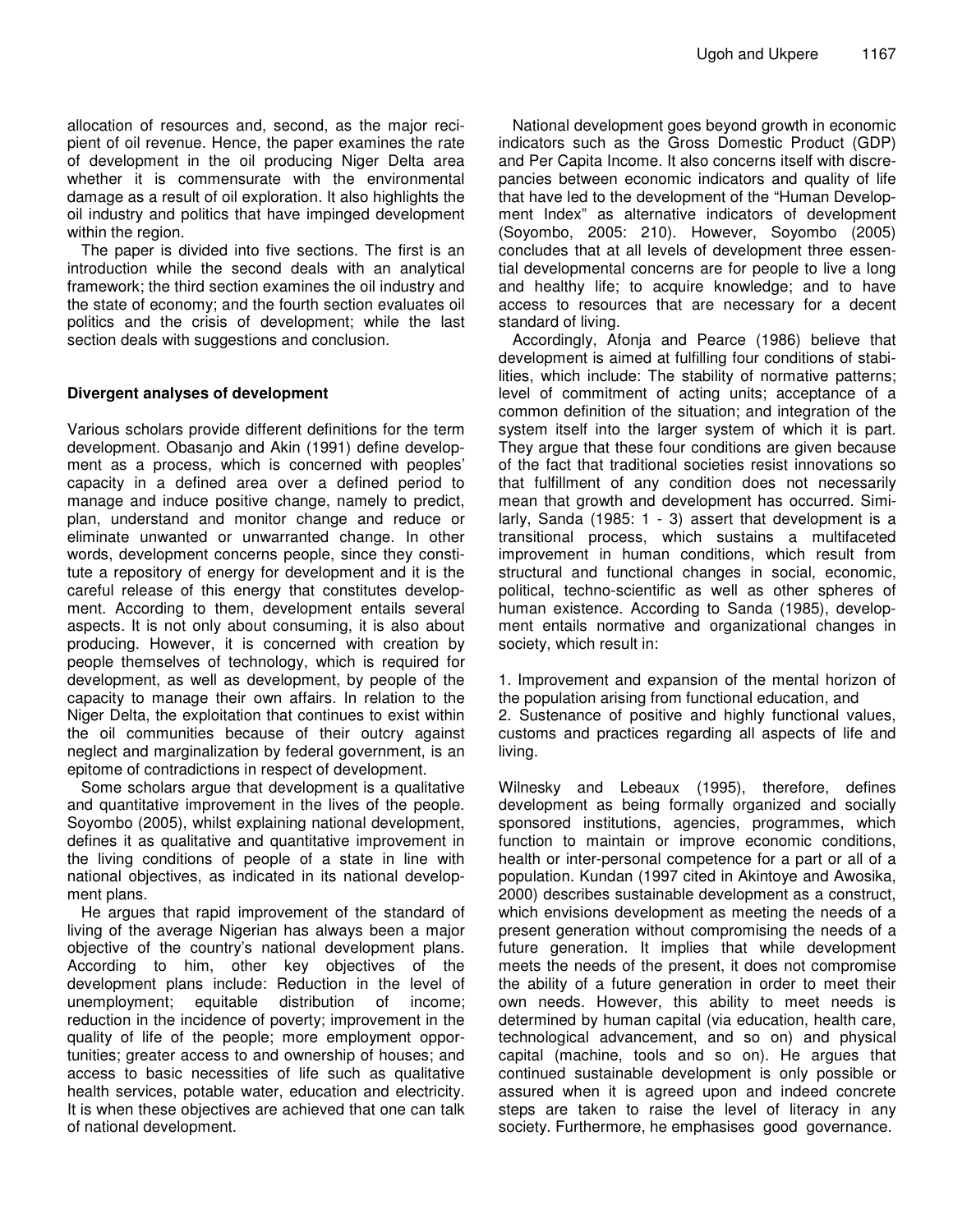allocation of resources and, second, as the major recipient of oil revenue. Hence, the paper examines the rate of development in the oil producing Niger Delta area whether it is commensurate with the environmental damage as a result of oil exploration. It also highlights the oil industry and politics that have impinged development within the region.

The paper is divided into five sections. The first is an introduction while the second deals with an analytical framework; the third section examines the oil industry and the state of economy; and the fourth section evaluates oil politics and the crisis of development; while the last section deals with suggestions and conclusion.

## Divergent analyses of development

Various scholars provide different definitions for the term development. Obasanjo and Akin (1991) define development as a process, which is concerned with peoples' capacity in a defined area over a defined period to manage and induce positive change, namely to predict, plan, understand and monitor change and reduce or eliminate unwanted or unwarranted change. In other words, development concerns people, since they constitute a repository of energy for development and it is the careful release of this energy that constitutes development. According to them, development entails several aspects. It is not only about consuming, it is also about producing. However, it is concerned with creation by people themselves of technology, which is required for development, as well as development, by people of the capacity to manage their own affairs. In relation to the Niger Delta, the exploitation that continues to exist within the oil communities because of their outcry against neglect and marginalization by federal government, is an epitome of contradictions in respect of development.

Some scholars argue that development is a qualitative and quantitative improvement in the lives of the people. Soyombo (2005), whilst explaining national development, defines it as qualitative and quantitative improvement in the living conditions of people of a state in line with national objectives, as indicated in its national development plans.

He argues that rapid improvement of the standard of living of the average Nigerian has always been a major objective of the country's national development plans. According to him, other key objectives of the development plans include: Reduction in the level of unemployment; equitable distribution of income; reduction in the incidence of poverty; improvement in the quality of life of the people; more employment opportunities; greater access to and ownership of houses; and access to basic necessities of life such as qualitative health services, potable water, education and electricity. It is when these objectives are achieved that one can talk of national development.

National development goes beyond growth in economic indicators such as the Gross Domestic Product (GDP) and Per Capita Income. It also concerns itself with discrepancies between economic indicators and quality of life that have led to the development of the "Human Development Index" as alternative indicators of development (Soyombo, 2005: 210). However, Soyombo (2005) concludes that at all levels of development three essential developmental concerns are for people to live a long and healthy life; to acquire knowledge; and to have access to resources that are necessary for a decent standard of living.

Accordingly, Afonja and Pearce (1986) believe that development is aimed at fulfilling four conditions of stabilities, which include: The stability of normative patterns; level of commitment of acting units; acceptance of a common definition of the situation; and integration of the system itself into the larger system of which it is part. They argue that these four conditions are given because of the fact that traditional societies resist innovations so that fulfillment of any condition does not necessarily mean that growth and development has occurred. Similarly, Sanda (1985: 1 - 3) assert that development is a transitional process, which sustains a multifaceted improvement in human conditions, which result from structural and functional changes in social, economic, political, techno-scientific as well as other spheres of human existence. According to Sanda (1985), development entails normative and organizational changes in society, which result in:

1. Improvement and expansion of the mental horizon of the population arising from functional education, and
2. Sustenance of positive and highly functional values, customs and practices regarding all aspects of life and living.

Wilnesky and Lebeaux (1995), therefore, defines development as being formally organized and socially sponsored institutions, agencies, programmes, which function to maintain or improve economic conditions, health or inter-personal competence for a part or all of a population. Kundan (1997 cited in Akintoye and Awosika, 2000) describes sustainable development as a construct, which envisions development as meeting the needs of a present generation without compromising the needs of a future generation. It implies that while development meets the needs of the present, it does not compromise the ability of a future generation in order to meet their own needs. However, this ability to meet needs is determined by human capital (via education, health care, technological advancement, and so on) and physical capital (machine, tools and so on). He argues that continued sustainable development is only possible or assured when it is agreed upon and indeed concrete steps are taken to raise the level of literacy in any society. Furthermore, he emphasises good governance.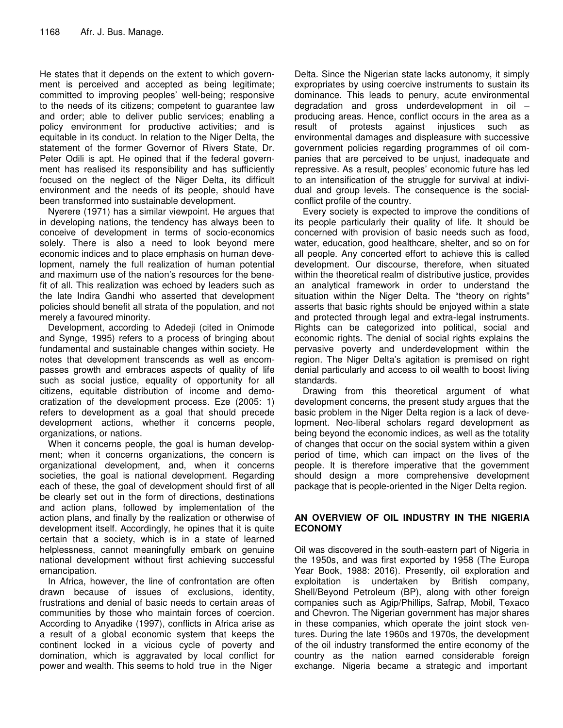He states that it depends on the extent to which government is perceived and accepted as being legitimate; committed to improving peoples' well-being; responsive to the needs of its citizens; competent to guarantee law and order; able to deliver public services; enabling a policy environment for productive activities; and is equitable in its conduct. In relation to the Niger Delta, the statement of the former Governor of Rivers State, Dr. Peter Odili is apt. He opined that if the federal government has realised its responsibility and has sufficiently focused on the neglect of the Niger Delta, its difficult environment and the needs of its people, should have been transformed into sustainable development.

Nyerere (1971) has a similar viewpoint. He argues that in developing nations, the tendency has always been to conceive of development in terms of socio-economics solely. There is also a need to look beyond mere economic indices and to place emphasis on human development, namely the full realization of human potential and maximum use of the nation's resources for the benefit of all. This realization was echoed by leaders such as the late Indira Gandhi who asserted that development policies should benefit all strata of the population, and not merely a favoured minority.

Development, according to Adedeji (cited in Onimode and Synge, 1995) refers to a process of bringing about fundamental and sustainable changes within society. He notes that development transcends as well as encompasses growth and embraces aspects of quality of life such as social justice, equality of opportunity for all citizens, equitable distribution of income and democratization of the development process. Eze (2005: 1) refers to development as a goal that should precede development actions, whether it concerns people, organizations, or nations.

When it concerns people, the goal is human development; when it concerns organizations, the concern is organizational development, and, when it concerns societies, the goal is national development. Regarding each of these, the goal of development should first of all be clearly set out in the form of directions, destinations and action plans, followed by implementation of the action plans, and finally by the realization or otherwise of development itself. Accordingly, he opines that it is quite certain that a society, which is in a state of learned helplessness, cannot meaningfully embark on genuine national development without first achieving successful emancipation.

In Africa, however, the line of confrontation are often drawn because of issues of exclusions, identity, frustrations and denial of basic needs to certain areas of communities by those who maintain forces of coercion. According to Anyadike (1997), conflicts in Africa arise as a result of a global economic system that keeps the continent locked in a vicious cycle of poverty and domination, which is aggravated by local conflict for power and wealth. This seems to hold true in the Niger Delta. Since the Nigerian state lacks autonomy, it simply expropriates by using coercive instruments to sustain its dominance. This leads to penury, acute environmental degradation and gross underdevelopment in oil – producing areas. Hence, conflict occurs in the area as a result of protests against injustices such as environmental damages and displeasure with successive government policies regarding programmes of oil companies that are perceived to be unjust, inadequate and repressive. As a result, peoples' economic future has led to an intensification of the struggle for survival at individual and group levels. The consequence is the social-conflict profile of the country.

Every society is expected to improve the conditions of its people particularly their quality of life. It should be concerned with provision of basic needs such as food, water, education, good healthcare, shelter, and so on for all people. Any concerted effort to achieve this is called development. Our discourse, therefore, when situated within the theoretical realm of distributive justice, provides an analytical framework in order to understand the situation within the Niger Delta. The "theory on rights" asserts that basic rights should be enjoyed within a state and protected through legal and extra-legal instruments. Rights can be categorized into political, social and economic rights. The denial of social rights explains the pervasive poverty and underdevelopment within the region. The Niger Delta's agitation is premised on right denial particularly and access to oil wealth to boost living standards.

Drawing from this theoretical argument of what development concerns, the present study argues that the basic problem in the Niger Delta region is a lack of development. Neo-liberal scholars regard development as being beyond the economic indices, as well as the totality of changes that occur on the social system within a given period of time, which can impact on the lives of the people. It is therefore imperative that the government should design a more comprehensive development package that is people-oriented in the Niger Delta region.

## AN OVERVIEW OF OIL INDUSTRY IN THE NIGERIA ECONOMY

Oil was discovered in the south-eastern part of Nigeria in the 1950s, and was first exported by 1958 (The Europa Year Book, 1988: 2016). Presently, oil exploration and exploitation is undertaken by British company, Shell/Beyond Petroleum (BP), along with other foreign companies such as Agip/Phillips, Safrap, Mobil, Texaco and Chevron. The Nigerian government has major shares in these companies, which operate the joint stock ventures. During the late 1960s and 1970s, the development of the oil industry transformed the entire economy of the country as the nation earned considerable foreign exchange. Nigeria became a strategic and important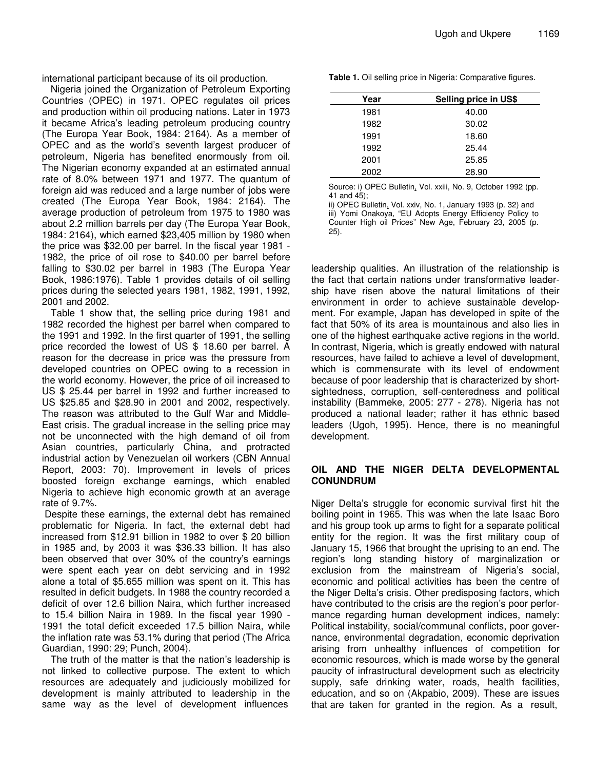international participant because of its oil production.

Nigeria joined the Organization of Petroleum Exporting Countries (OPEC) in 1971. OPEC regulates oil prices and production within oil producing nations. Later in 1973 it became Africa's leading petroleum producing country (The Europa Year Book, 1984: 2164). As a member of OPEC and as the world's seventh largest producer of petroleum, Nigeria has benefited enormously from oil. The Nigerian economy expanded at an estimated annual rate of 8.0% between 1971 and 1977. The quantum of foreign aid was reduced and a large number of jobs were created (The Europa Year Book, 1984: 2164). The average production of petroleum from 1975 to 1980 was about 2.2 million barrels per day (The Europa Year Book, 1984: 2164), which earned $23,405 million by 1980 when the price was $32.00 per barrel. In the fiscal year 1981 - 1982, the price of oil rose to $40.00 per barrel before falling to $30.02 per barrel in 1983 (The Europa Year Book, 1986:1976). Table 1 provides details of oil selling prices during the selected years 1981, 1982, 1991, 1992, 2001 and 2002.

Table 1 show that, the selling price during 1981 and 1982 recorded the highest per barrel when compared to the 1991 and 1992. In the first quarter of 1991, the selling price recorded the lowest of US $ 18.60 per barrel. A reason for the decrease in price was the pressure from developed countries on OPEC owing to a recession in the world economy. However, the price of oil increased to US $ 25.44 per barrel in 1992 and further increased to US $25.85 and $28.90 in 2001 and 2002, respectively. The reason was attributed to the Gulf War and Middle-East crisis. The gradual increase in the selling price may not be unconnected with the high demand of oil from Asian countries, particularly China, and protracted industrial action by Venezuelan oil workers (CBN Annual Report, 2003: 70). Improvement in levels of prices boosted foreign exchange earnings, which enabled Nigeria to achieve high economic growth at an average rate of 9.7%.

**Table 1.** Oil selling price in Nigeria: Comparative figures.

| Year | Selling price in US$ |
|---|---|
| 1981 | 40.00 |
| 1982 | 30.02 |
| 1991 | 18.60 |
| 1992 | 25.44 |
| 2001 | 25.85 |
| 2002 | 28.90 |

Source: i) OPEC Bulletin, Vol. xxiii, No. 9, October 1992 (pp. 41 and 45);
ii) OPEC Bulletin, Vol. xxiv, No. 1, January 1993 (p. 32) and
iii) Yomi Onakoya, "EU Adopts Energy Efficiency Policy to Counter High oil Prices" New Age, February 23, 2005 (p. 25).

Despite these earnings, the external debt has remained problematic for Nigeria. In fact, the external debt had increased from $12.91 billion in 1982 to over $ 20 billion in 1985 and, by 2003 it was $36.33 billion. It has also been observed that over 30% of the country's earnings were spent each year on debt servicing and in 1992 alone a total of $5.655 million was spent on it. This has resulted in deficit budgets. In 1988 the country recorded a deficit of over 12.6 billion Naira, which further increased to 15.4 billion Naira in 1989. In the fiscal year 1990 - 1991 the total deficit exceeded 17.5 billion Naira, while the inflation rate was 53.1% during that period (The Africa Guardian, 1990: 29; Punch, 2004).

The truth of the matter is that the nation's leadership is not linked to collective purpose. The extent to which resources are adequately and judiciously mobilized for development is mainly attributed to leadership in the same way as the level of development influences leadership qualities. An illustration of the relationship is the fact that certain nations under transformative leadership have risen above the natural limitations of their environment in order to achieve sustainable development. For example, Japan has developed in spite of the fact that 50% of its area is mountainous and also lies in one of the highest earthquake active regions in the world. In contrast, Nigeria, which is greatly endowed with natural resources, have failed to achieve a level of development, which is commensurate with its level of endowment because of poor leadership that is characterized by short-sightedness, corruption, self-centeredness and political instability (Bammeke, 2005: 277 - 278). Nigeria has not produced a national leader; rather it has ethnic based leaders (Ugoh, 1995). Hence, there is no meaningful development.

## OIL AND THE NIGER DELTA DEVELOPMENTAL CONUNDRUM

Niger Delta's struggle for economic survival first hit the boiling point in 1965. This was when the late Isaac Boro and his group took up arms to fight for a separate political entity for the region. It was the first military coup of January 15, 1966 that brought the uprising to an end. The region's long standing history of marginalization or exclusion from the mainstream of Nigeria's social, economic and political activities has been the centre of the Niger Delta's crisis. Other predisposing factors, which have contributed to the crisis are the region's poor performance regarding human development indices, namely: Political instability, social/communal conflicts, poor governance, environmental degradation, economic deprivation arising from unhealthy influences of competition for economic resources, which is made worse by the general paucity of infrastructural development such as electricity supply, safe drinking water, roads, health facilities, education, and so on (Akpabio, 2009). These are issues that are taken for granted in the region. As a result,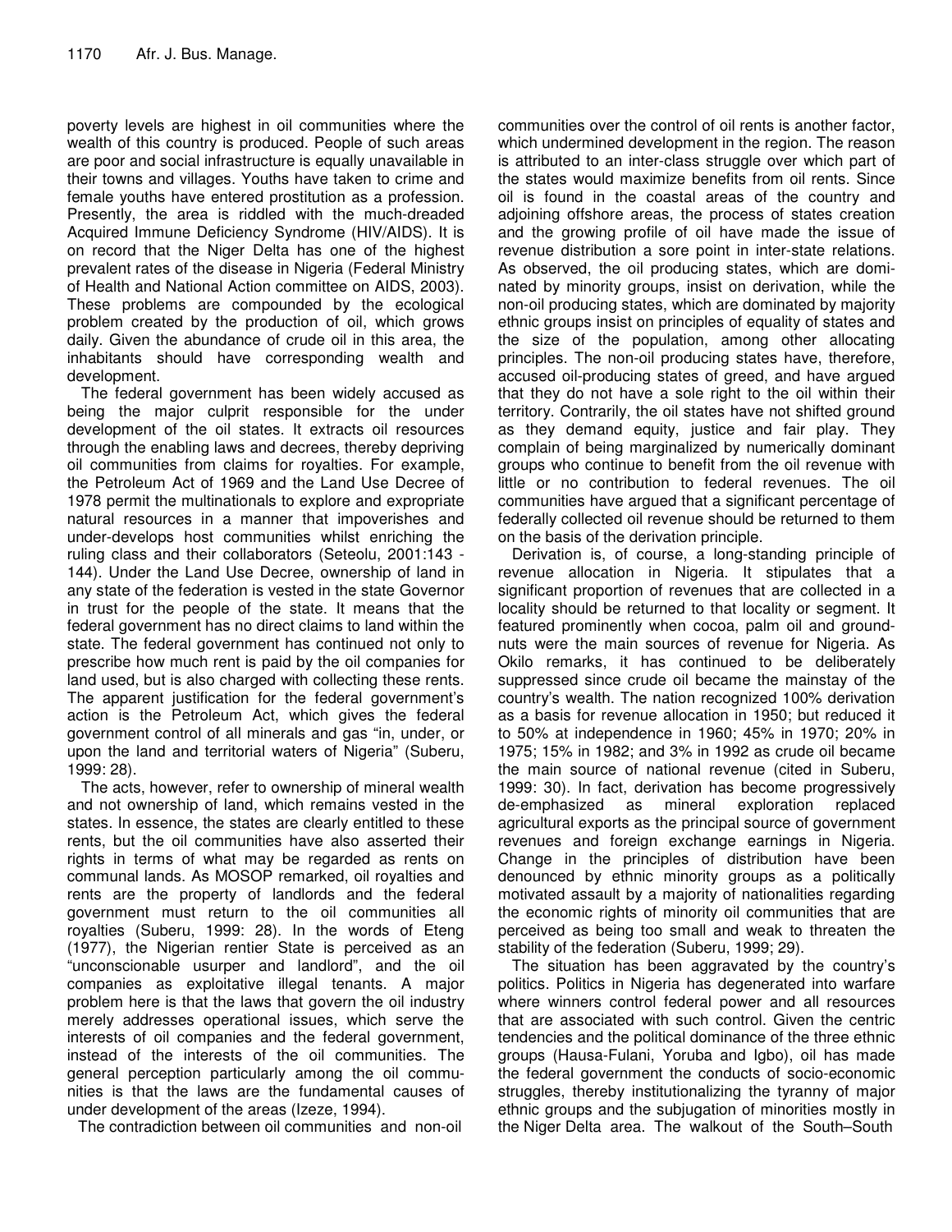poverty levels are highest in oil communities where the wealth of this country is produced. People of such areas are poor and social infrastructure is equally unavailable in their towns and villages. Youths have taken to crime and female youths have entered prostitution as a profession. Presently, the area is riddled with the much-dreaded Acquired Immune Deficiency Syndrome (HIV/AIDS). It is on record that the Niger Delta has one of the highest prevalent rates of the disease in Nigeria (Federal Ministry of Health and National Action committee on AIDS, 2003). These problems are compounded by the ecological problem created by the production of oil, which grows daily. Given the abundance of crude oil in this area, the inhabitants should have corresponding wealth and development.

The federal government has been widely accused as being the major culprit responsible for the under development of the oil states. It extracts oil resources through the enabling laws and decrees, thereby depriving oil communities from claims for royalties. For example, the Petroleum Act of 1969 and the Land Use Decree of 1978 permit the multinationals to explore and expropriate natural resources in a manner that impoverishes and under-develops host communities whilst enriching the ruling class and their collaborators (Seteolu, 2001:143 - 144). Under the Land Use Decree, ownership of land in any state of the federation is vested in the state Governor in trust for the people of the state. It means that the federal government has no direct claims to land within the state. The federal government has continued not only to prescribe how much rent is paid by the oil companies for land used, but is also charged with collecting these rents. The apparent justification for the federal government's action is the Petroleum Act, which gives the federal government control of all minerals and gas "in, under, or upon the land and territorial waters of Nigeria" (Suberu, 1999: 28).

The acts, however, refer to ownership of mineral wealth and not ownership of land, which remains vested in the states. In essence, the states are clearly entitled to these rents, but the oil communities have also asserted their rights in terms of what may be regarded as rents on communal lands. As MOSOP remarked, oil royalties and rents are the property of landlords and the federal government must return to the oil communities all royalties (Suberu, 1999: 28). In the words of Eteng (1977), the Nigerian rentier State is perceived as an "unconscionable usurper and landlord", and the oil companies as exploitative illegal tenants. A major problem here is that the laws that govern the oil industry merely addresses operational issues, which serve the interests of oil companies and the federal government, instead of the interests of the oil communities. The general perception particularly among the oil communities is that the laws are the fundamental causes of under development of the areas (Izeze, 1994).

The contradiction between oil communities and non-oil communities over the control of oil rents is another factor, which undermined development in the region. The reason is attributed to an inter-class struggle over which part of the states would maximize benefits from oil rents. Since oil is found in the coastal areas of the country and adjoining offshore areas, the process of states creation and the growing profile of oil have made the issue of revenue distribution a sore point in inter-state relations. As observed, the oil producing states, which are dominated by minority groups, insist on derivation, while the non-oil producing states, which are dominated by majority ethnic groups insist on principles of equality of states and the size of the population, among other allocating principles. The non-oil producing states have, therefore, accused oil-producing states of greed, and have argued that they do not have a sole right to the oil within their territory. Contrarily, the oil states have not shifted ground as they demand equity, justice and fair play. They complain of being marginalized by numerically dominant groups who continue to benefit from the oil revenue with little or no contribution to federal revenues. The oil communities have argued that a significant percentage of federally collected oil revenue should be returned to them on the basis of the derivation principle.

Derivation is, of course, a long-standing principle of revenue allocation in Nigeria. It stipulates that a significant proportion of revenues that are collected in a locality should be returned to that locality or segment. It featured prominently when cocoa, palm oil and groundnuts were the main sources of revenue for Nigeria. As Okilo remarks, it has continued to be deliberately suppressed since crude oil became the mainstay of the country's wealth. The nation recognized 100% derivation as a basis for revenue allocation in 1950; but reduced it to 50% at independence in 1960; 45% in 1970; 20% in 1975; 15% in 1982; and 3% in 1992 as crude oil became the main source of national revenue (cited in Suberu, 1999: 30). In fact, derivation has become progressively de-emphasized as mineral exploration replaced agricultural exports as the principal source of government revenues and foreign exchange earnings in Nigeria. Change in the principles of distribution have been denounced by ethnic minority groups as a politically motivated assault by a majority of nationalities regarding the economic rights of minority oil communities that are perceived as being too small and weak to threaten the stability of the federation (Suberu, 1999; 29).

The situation has been aggravated by the country's politics. Politics in Nigeria has degenerated into warfare where winners control federal power and all resources that are associated with such control. Given the centric tendencies and the political dominance of the three ethnic groups (Hausa-Fulani, Yoruba and Igbo), oil has made the federal government the conducts of socio-economic struggles, thereby institutionalizing the tyranny of major ethnic groups and the subjugation of minorities mostly in the Niger Delta area. The walkout of the South–South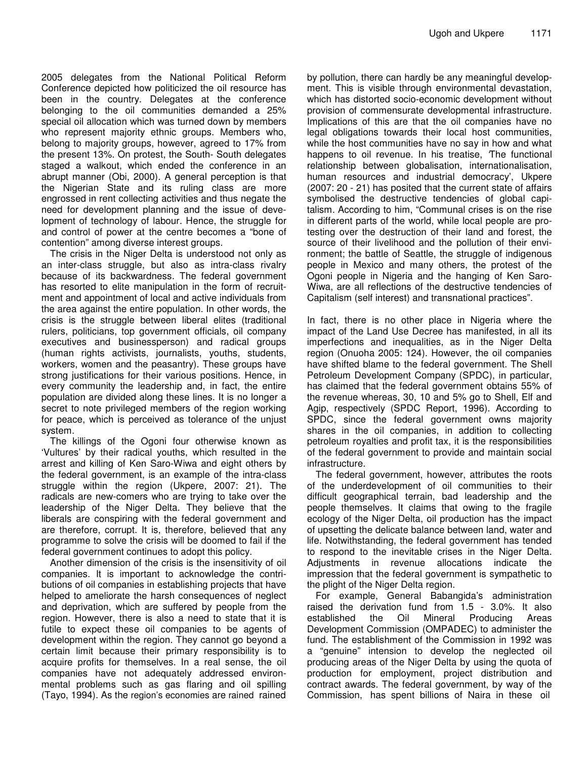2005 delegates from the National Political Reform Conference depicted how politicized the oil resource has been in the country. Delegates at the conference belonging to the oil communities demanded a 25% special oil allocation which was turned down by members who represent majority ethnic groups. Members who, belong to majority groups, however, agreed to 17% from the present 13%. On protest, the South- South delegates staged a walkout, which ended the conference in an abrupt manner (Obi, 2000). A general perception is that the Nigerian State and its ruling class are more engrossed in rent collecting activities and thus negate the need for development planning and the issue of development of technology of labour. Hence, the struggle for and control of power at the centre becomes a "bone of contention" among diverse interest groups.

The crisis in the Niger Delta is understood not only as an inter-class struggle, but also as intra-class rivalry because of its backwardness. The federal government has resorted to elite manipulation in the form of recruitment and appointment of local and active individuals from the area against the entire population. In other words, the crisis is the struggle between liberal elites (traditional rulers, politicians, top government officials, oil company executives and businessperson) and radical groups (human rights activists, journalists, youths, students, workers, women and the peasantry). These groups have strong justifications for their various positions. Hence, in every community the leadership and, in fact, the entire population are divided along these lines. It is no longer a secret to note privileged members of the region working for peace, which is perceived as tolerance of the unjust system.

The killings of the Ogoni four otherwise known as 'Vultures' by their radical youths, which resulted in the arrest and killing of Ken Saro-Wiwa and eight others by the federal government, is an example of the intra-class struggle within the region (Ukpere, 2007: 21). The radicals are new-comers who are trying to take over the leadership of the Niger Delta. They believe that the liberals are conspiring with the federal government and are therefore, corrupt. It is, therefore, believed that any programme to solve the crisis will be doomed to fail if the federal government continues to adopt this policy.

Another dimension of the crisis is the insensitivity of oil companies. It is important to acknowledge the contributions of oil companies in establishing projects that have helped to ameliorate the harsh consequences of neglect and deprivation, which are suffered by people from the region. However, there is also a need to state that it is futile to expect these oil companies to be agents of development within the region. They cannot go beyond a certain limit because their primary responsibility is to acquire profits for themselves. In a real sense, the oil companies have not adequately addressed environmental problems such as gas flaring and oil spilling (Tayo, 1994). As the region's economies are rained rained by pollution, there can hardly be any meaningful development. This is visible through environmental devastation, which has distorted socio-economic development without provision of commensurate developmental infrastructure. Implications of this are that the oil companies have no legal obligations towards their local host communities, while the host communities have no say in how and what happens to oil revenue. In his treatise, 'The functional relationship between globalisation, internationalisation, human resources and industrial democracy', Ukpere (2007: 20 - 21) has posited that the current state of affairs symbolised the destructive tendencies of global capitalism. According to him, "Communal crises is on the rise in different parts of the world, while local people are protesting over the destruction of their land and forest, the source of their livelihood and the pollution of their environment; the battle of Seattle, the struggle of indigenous people in Mexico and many others, the protest of the Ogoni people in Nigeria and the hanging of Ken Saro-Wiwa, are all reflections of the destructive tendencies of Capitalism (self interest) and transnational practices".

In fact, there is no other place in Nigeria where the impact of the Land Use Decree has manifested, in all its imperfections and inequalities, as in the Niger Delta region (Onuoha 2005: 124). However, the oil companies have shifted blame to the federal government. The Shell Petroleum Development Company (SPDC), in particular, has claimed that the federal government obtains 55% of the revenue whereas, 30, 10 and 5% go to Shell, Elf and Agip, respectively (SPDC Report, 1996). According to SPDC, since the federal government owns majority shares in the oil companies, in addition to collecting petroleum royalties and profit tax, it is the responsibilities of the federal government to provide and maintain social infrastructure.

The federal government, however, attributes the roots of the underdevelopment of oil communities to their difficult geographical terrain, bad leadership and the people themselves. It claims that owing to the fragile ecology of the Niger Delta, oil production has the impact of upsetting the delicate balance between land, water and life. Notwithstanding, the federal government has tended to respond to the inevitable crises in the Niger Delta. Adjustments in revenue allocations indicate the impression that the federal government is sympathetic to the plight of the Niger Delta region.

For example, General Babangida's administration raised the derivation fund from 1.5 - 3.0%. It also established the Oil Mineral Producing Areas Development Commission (OMPADEC) to administer the fund. The establishment of the Commission in 1992 was a "genuine" intension to develop the neglected oil producing areas of the Niger Delta by using the quota of production for employment, project distribution and contract awards. The federal government, by way of the Commission, has spent billions of Naira in these oil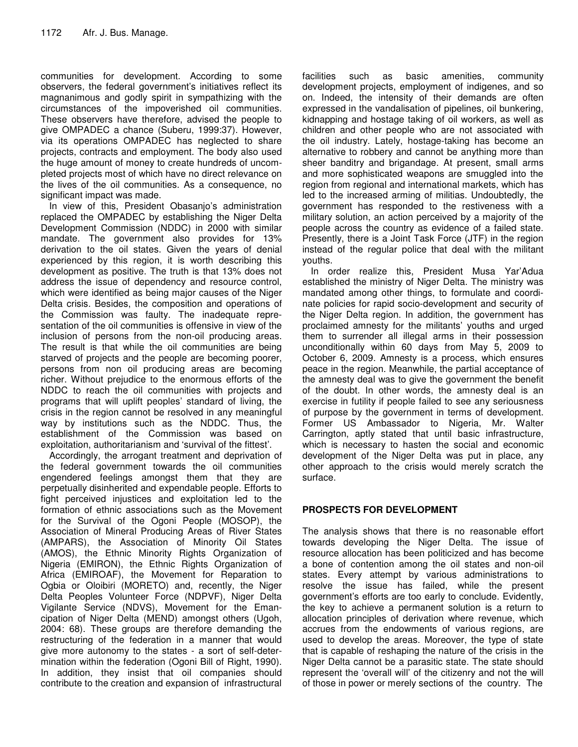communities for development. According to some observers, the federal government's initiatives reflect its magnanimous and godly spirit in sympathizing with the circumstances of the impoverished oil communities. These observers have therefore, advised the people to give OMPADEC a chance (Suberu, 1999:37). However, via its operations OMPADEC has neglected to share projects, contracts and employment. The body also used the huge amount of money to create hundreds of uncompleted projects most of which have no direct relevance on the lives of the oil communities. As a consequence, no significant impact was made.

In view of this, President Obasanjo's administration replaced the OMPADEC by establishing the Niger Delta Development Commission (NDDC) in 2000 with similar mandate. The government also provides for 13% derivation to the oil states. Given the years of denial experienced by this region, it is worth describing this development as positive. The truth is that 13% does not address the issue of dependency and resource control, which were identified as being major causes of the Niger Delta crisis. Besides, the composition and operations of the Commission was faulty. The inadequate representation of the oil communities is offensive in view of the inclusion of persons from the non-oil producing areas. The result is that while the oil communities are being starved of projects and the people are becoming poorer, persons from non oil producing areas are becoming richer. Without prejudice to the enormous efforts of the NDDC to reach the oil communities with projects and programs that will uplift peoples' standard of living, the crisis in the region cannot be resolved in any meaningful way by institutions such as the NDDC. Thus, the establishment of the Commission was based on exploitation, authoritarianism and 'survival of the fittest'.

Accordingly, the arrogant treatment and deprivation of the federal government towards the oil communities engendered feelings amongst them that they are perpetually disinherited and expendable people. Efforts to fight perceived injustices and exploitation led to the formation of ethnic associations such as the Movement for the Survival of the Ogoni People (MOSOP), the Association of Mineral Producing Areas of River States (AMPARS), the Association of Minority Oil States (AMOS), the Ethnic Minority Rights Organization of Nigeria (EMIRON), the Ethnic Rights Organization of Africa (EMIROAF), the Movement for Reparation to Ogbia or Oloibiri (MORETO) and, recently, the Niger Delta Peoples Volunteer Force (NDPVF), Niger Delta Vigilante Service (NDVS), Movement for the Emancipation of Niger Delta (MEND) amongst others (Ugoh, 2004: 68). These groups are therefore demanding the restructuring of the federation in a manner that would give more autonomy to the states - a sort of self-determination within the federation (Ogoni Bill of Right, 1990). In addition, they insist that oil companies should contribute to the creation and expansion of infrastructural facilities such as basic amenities, community development projects, employment of indigenes, and so on. Indeed, the intensity of their demands are often expressed in the vandalisation of pipelines, oil bunkering, kidnapping and hostage taking of oil workers, as well as children and other people who are not associated with the oil industry. Lately, hostage-taking has become an alternative to robbery and cannot be anything more than sheer banditry and brigandage. At present, small arms and more sophisticated weapons are smuggled into the region from regional and international markets, which has led to the increased arming of militias. Undoubtedly, the government has responded to the restiveness with a military solution, an action perceived by a majority of the people across the country as evidence of a failed state. Presently, there is a Joint Task Force (JTF) in the region instead of the regular police that deal with the militant youths.

In order realize this, President Musa Yar'Adua established the ministry of Niger Delta. The ministry was mandated among other things, to formulate and coordinate policies for rapid socio-development and security of the Niger Delta region. In addition, the government has proclaimed amnesty for the militants' youths and urged them to surrender all illegal arms in their possession unconditionally within 60 days from May 5, 2009 to October 6, 2009. Amnesty is a process, which ensures peace in the region. Meanwhile, the partial acceptance of the amnesty deal was to give the government the benefit of the doubt. In other words, the amnesty deal is an exercise in futility if people failed to see any seriousness of purpose by the government in terms of development. Former US Ambassador to Nigeria, Mr. Walter Carrington, aptly stated that until basic infrastructure, which is necessary to hasten the social and economic development of the Niger Delta was put in place, any other approach to the crisis would merely scratch the surface.

## PROSPECTS FOR DEVELOPMENT

The analysis shows that there is no reasonable effort towards developing the Niger Delta. The issue of resource allocation has been politicized and has become a bone of contention among the oil states and non-oil states. Every attempt by various administrations to resolve the issue has failed, while the present government's efforts are too early to conclude. Evidently, the key to achieve a permanent solution is a return to allocation principles of derivation where revenue, which accrues from the endowments of various regions, are used to develop the areas. Moreover, the type of state that is capable of reshaping the nature of the crisis in the Niger Delta cannot be a parasitic state. The state should represent the 'overall will' of the citizenry and not the will of those in power or merely sections of the country. The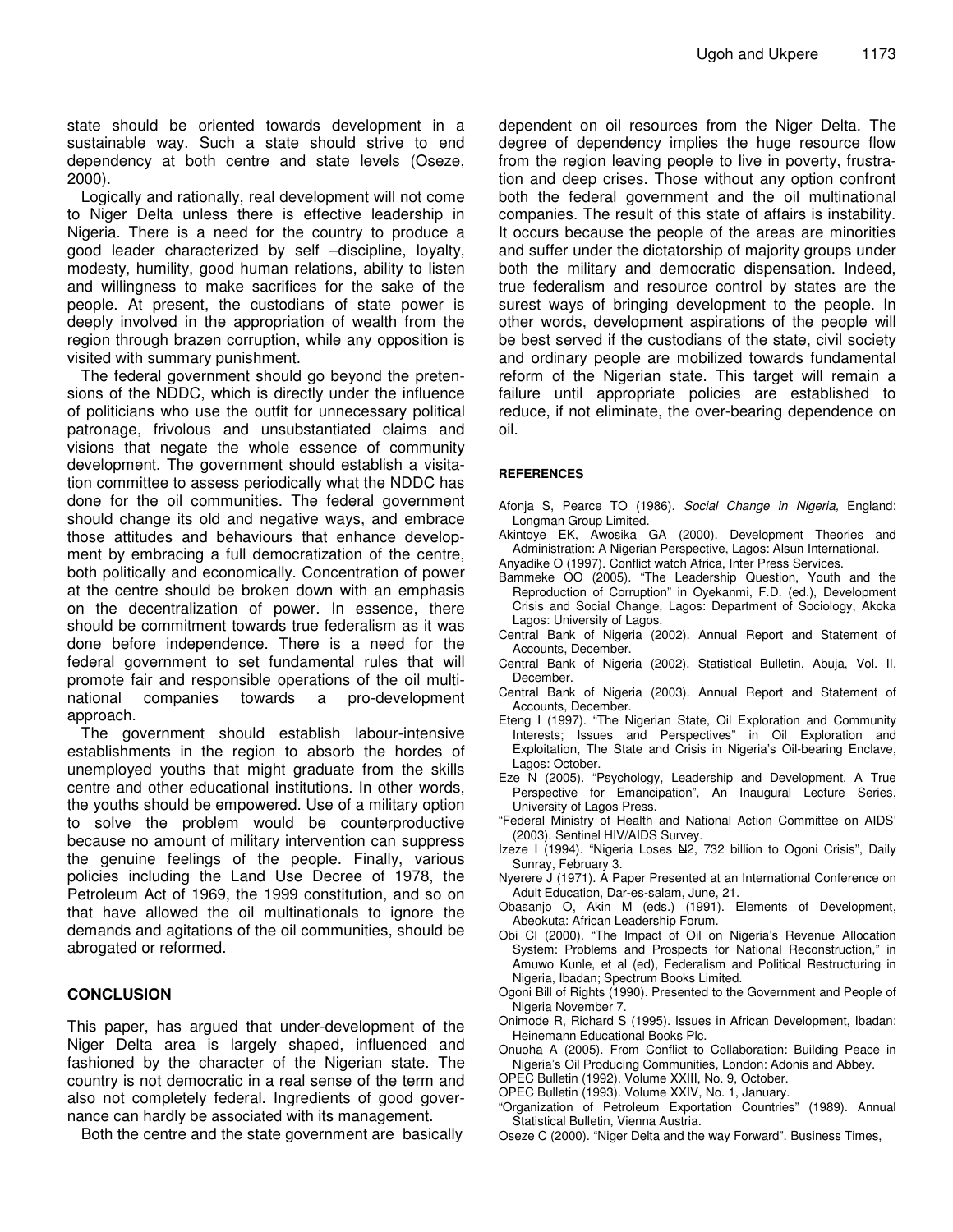state should be oriented towards development in a sustainable way. Such a state should strive to end dependency at both centre and state levels (Oseze, 2000).

Logically and rationally, real development will not come to Niger Delta unless there is effective leadership in Nigeria. There is a need for the country to produce a good leader characterized by self –discipline, loyalty, modesty, humility, good human relations, ability to listen and willingness to make sacrifices for the sake of the people. At present, the custodians of state power is deeply involved in the appropriation of wealth from the region through brazen corruption, while any opposition is visited with summary punishment.

The federal government should go beyond the pretensions of the NDDC, which is directly under the influence of politicians who use the outfit for unnecessary political patronage, frivolous and unsubstantiated claims and visions that negate the whole essence of community development. The government should establish a visitation committee to assess periodically what the NDDC has done for the oil communities. The federal government should change its old and negative ways, and embrace those attitudes and behaviours that enhance development by embracing a full democratization of the centre, both politically and economically. Concentration of power at the centre should be broken down with an emphasis on the decentralization of power. In essence, there should be commitment towards true federalism as it was done before independence. There is a need for the federal government to set fundamental rules that will promote fair and responsible operations of the oil multinational companies towards a pro-development approach.

The government should establish labour-intensive establishments in the region to absorb the hordes of unemployed youths that might graduate from the skills centre and other educational institutions. In other words, the youths should be empowered. Use of a military option to solve the problem would be counterproductive because no amount of military intervention can suppress the genuine feelings of the people. Finally, various policies including the Land Use Decree of 1978, the Petroleum Act of 1969, the 1999 constitution, and so on that have allowed the oil multinationals to ignore the demands and agitations of the oil communities, should be abrogated or reformed.

## CONCLUSION

This paper, has argued that under-development of the Niger Delta area is largely shaped, influenced and fashioned by the character of the Nigerian state. The country is not democratic in a real sense of the term and also not completely federal. Ingredients of good governance can hardly be associated with its management.

Both the centre and the state government are basically dependent on oil resources from the Niger Delta. The degree of dependency implies the huge resource flow from the region leaving people to live in poverty, frustration and deep crises. Those without any option confront both the federal government and the oil multinational companies. The result of this state of affairs is instability. It occurs because the people of the areas are minorities and suffer under the dictatorship of majority groups under both the military and democratic dispensation. Indeed, true federalism and resource control by states are the surest ways of bringing development to the people. In other words, development aspirations of the people will be best served if the custodians of the state, civil society and ordinary people are mobilized towards fundamental reform of the Nigerian state. This target will remain a failure until appropriate policies are established to reduce, if not eliminate, the over-bearing dependence on oil.

## REFERENCES

Afonja S, Pearce TO (1986). *Social Change in Nigeria,* England: Longman Group Limited.

Akintoye EK, Awosika GA (2000). Development Theories and Administration: A Nigerian Perspective, Lagos: Alsun International.

Anyadike O (1997). Conflict watch Africa, Inter Press Services.

Bammeke OO (2005). "The Leadership Question, Youth and the Reproduction of Corruption" in Oyekanmi, F.D. (ed.), Development Crisis and Social Change, Lagos: Department of Sociology, Akoka Lagos: University of Lagos.

Central Bank of Nigeria (2002). Annual Report and Statement of Accounts, December.

Central Bank of Nigeria (2002). Statistical Bulletin, Abuja, Vol. II, December.

Central Bank of Nigeria (2003). Annual Report and Statement of Accounts, December.

Eteng I (1997). "The Nigerian State, Oil Exploration and Community Interests; Issues and Perspectives" in Oil Exploration and Exploitation, The State and Crisis in Nigeria's Oil-bearing Enclave, Lagos: October.

Eze N (2005). "Psychology, Leadership and Development. A True Perspective for Emancipation", An Inaugural Lecture Series, University of Lagos Press.

"Federal Ministry of Health and National Action Committee on AIDS' (2003). Sentinel HIV/AIDS Survey.

Izeze I (1994). "Nigeria Loses ₦2, 732 billion to Ogoni Crisis", Daily Sunray, February 3.

Nyerere J (1971). A Paper Presented at an International Conference on Adult Education, Dar-es-salam, June, 21.

Obasanjo O, Akin M (eds.) (1991). Elements of Development, Abeokuta: African Leadership Forum.

Obi CI (2000). "The Impact of Oil on Nigeria's Revenue Allocation System: Problems and Prospects for National Reconstruction," in Amuwo Kunle, et al (ed), Federalism and Political Restructuring in Nigeria, Ibadan; Spectrum Books Limited.

Ogoni Bill of Rights (1990). Presented to the Government and People of Nigeria November 7.

Onimode R, Richard S (1995). Issues in African Development, Ibadan: Heinemann Educational Books Plc.

Onuoha A (2005). From Conflict to Collaboration: Building Peace in Nigeria's Oil Producing Communities, London: Adonis and Abbey.

OPEC Bulletin (1992). Volume XXIII, No. 9, October.

OPEC Bulletin (1993). Volume XXIV, No. 1, January.

"Organization of Petroleum Exportation Countries" (1989). Annual Statistical Bulletin, Vienna Austria.

Oseze C (2000). "Niger Delta and the way Forward". Business Times,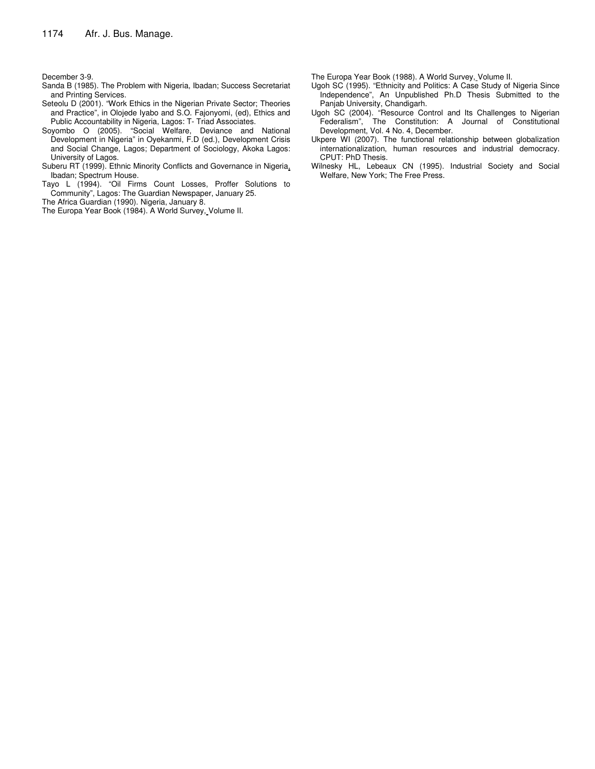December 3-9.

Sanda B (1985). The Problem with Nigeria, Ibadan; Success Secretariat and Printing Services.

Seteolu D (2001). "Work Ethics in the Nigerian Private Sector; Theories and Practice", in Olojede Iyabo and S.O. Fajonyomi, (ed), Ethics and Public Accountability in Nigeria, Lagos: T- Triad Associates.

Soyombo O (2005). "Social Welfare, Deviance and National Development in Nigeria" in Oyekanmi, F.D (ed.), Development Crisis and Social Change, Lagos; Department of Sociology, Akoka Lagos: University of Lagos.

Suberu RT (1999). Ethnic Minority Conflicts and Governance in Nigeria, Ibadan; Spectrum House.

Tayo L (1994). "Oil Firms Count Losses, Proffer Solutions to Community", Lagos: The Guardian Newspaper, January 25.

The Africa Guardian (1990). Nigeria, January 8.

The Europa Year Book (1984). A World Survey, Volume II.

The Europa Year Book (1988). A World Survey, Volume II.

Ugoh SC (1995). "Ethnicity and Politics: A Case Study of Nigeria Since Independence", An Unpublished Ph.D Thesis Submitted to the Panjab University, Chandigarh.

Ugoh SC (2004). "Resource Control and Its Challenges to Nigerian Federalism", The Constitution: A Journal of Constitutional Development, Vol. 4 No. 4, December.

Ukpere WI (2007). The functional relationship between globalization internationalization, human resources and industrial democracy. CPUT: PhD Thesis.

Wilnesky HL, Lebeaux CN (1995). Industrial Society and Social Welfare, New York; The Free Press.